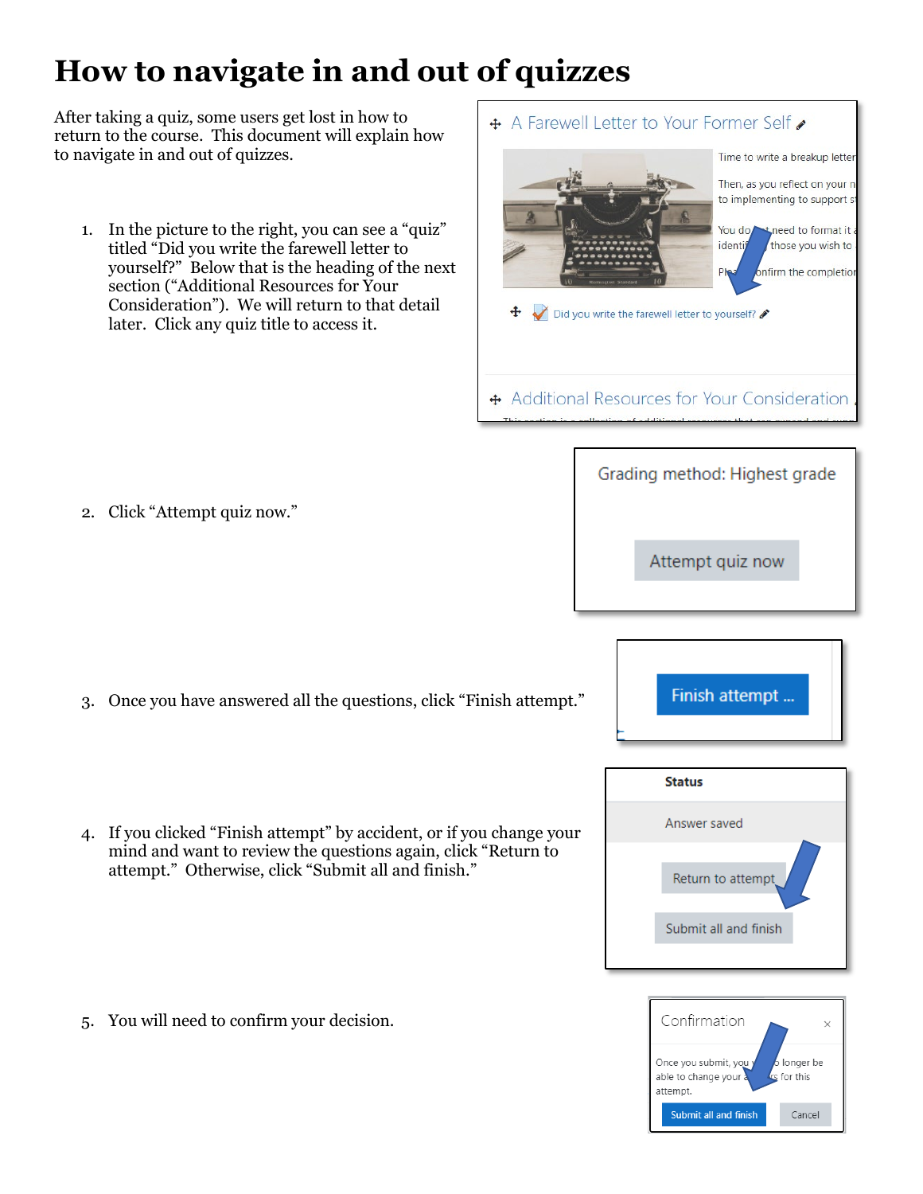# How to navigate in and out of quizzes

After taking a quiz, some users get lost in how to return to the course. This document will explain how to navigate in and out of quizzes.

1. In the picture to the right, you can see a "quiz" titled "Did you write the farewell letter to yourself?" Below that is the heading of the next section ("Additional Resources for Your Consideration"). We will return to that detail later. Click any quiz title to access it.

2. Click "Attempt quiz now."

3. Once you have answered all the questions, click "Finish attempt."

4. If you clicked "Finish attempt" by accident, or if you change your mind and want to review the questions again, click "Return to attempt." Otherwise, click "Submit all and finish."

5. You will need to confirm your decision.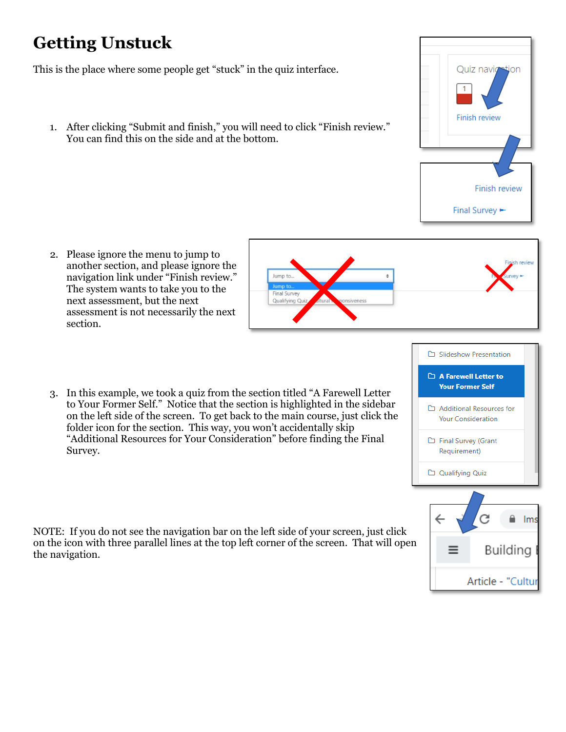# Getting Unstuck

This is the place where some people get "stuck" in the quiz interface.

1. After clicking "Submit and finish," you will need to click "Finish review." You can find this on the side and at the bottom.

2. Please ignore the menu to jump to another section, and please ignore the navigation link under "Finish review." The system wants to take you to the next assessment, but the next assessment is not necessarily the next section.

3. In this example, we took a quiz from the section titled "A Farewell Letter to Your Former Self." Notice that the section is highlighted in the sidebar on the left side of the screen. To get back to the main course, just click the folder icon for the section. This way, you won't accidentally skip "Additional Resources for Your Consideration" before finding the Final Survey.

NOTE: If you do not see the navigation bar on the left side of your screen, just click on the icon with three parallel lines at the top left corner of the screen. That will open the navigation.